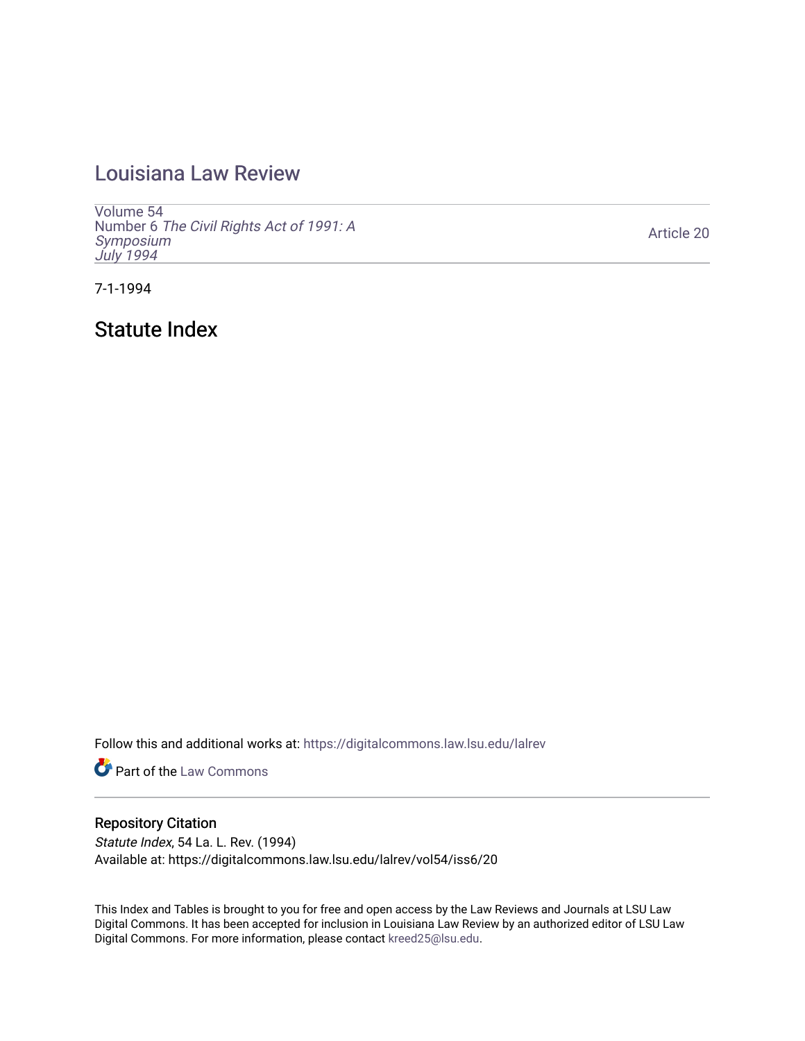# Louisiana Law Review

Volume 54
Number 6 *The Civil Rights Act of 1991: A Symposium*
*July 1994*

Article 20

7-1-1994

## Statute Index

Follow this and additional works at: https://digitalcommons.law.lsu.edu/lalrev

Part of the Law Commons

### Repository Citation

*Statute Index*, 54 La. L. Rev. (1994)
Available at: https://digitalcommons.law.lsu.edu/lalrev/vol54/iss6/20

This Index and Tables is brought to you for free and open access by the Law Reviews and Journals at LSU Law Digital Commons. It has been accepted for inclusion in Louisiana Law Review by an authorized editor of LSU Law Digital Commons. For more information, please contact kreed25@lsu.edu.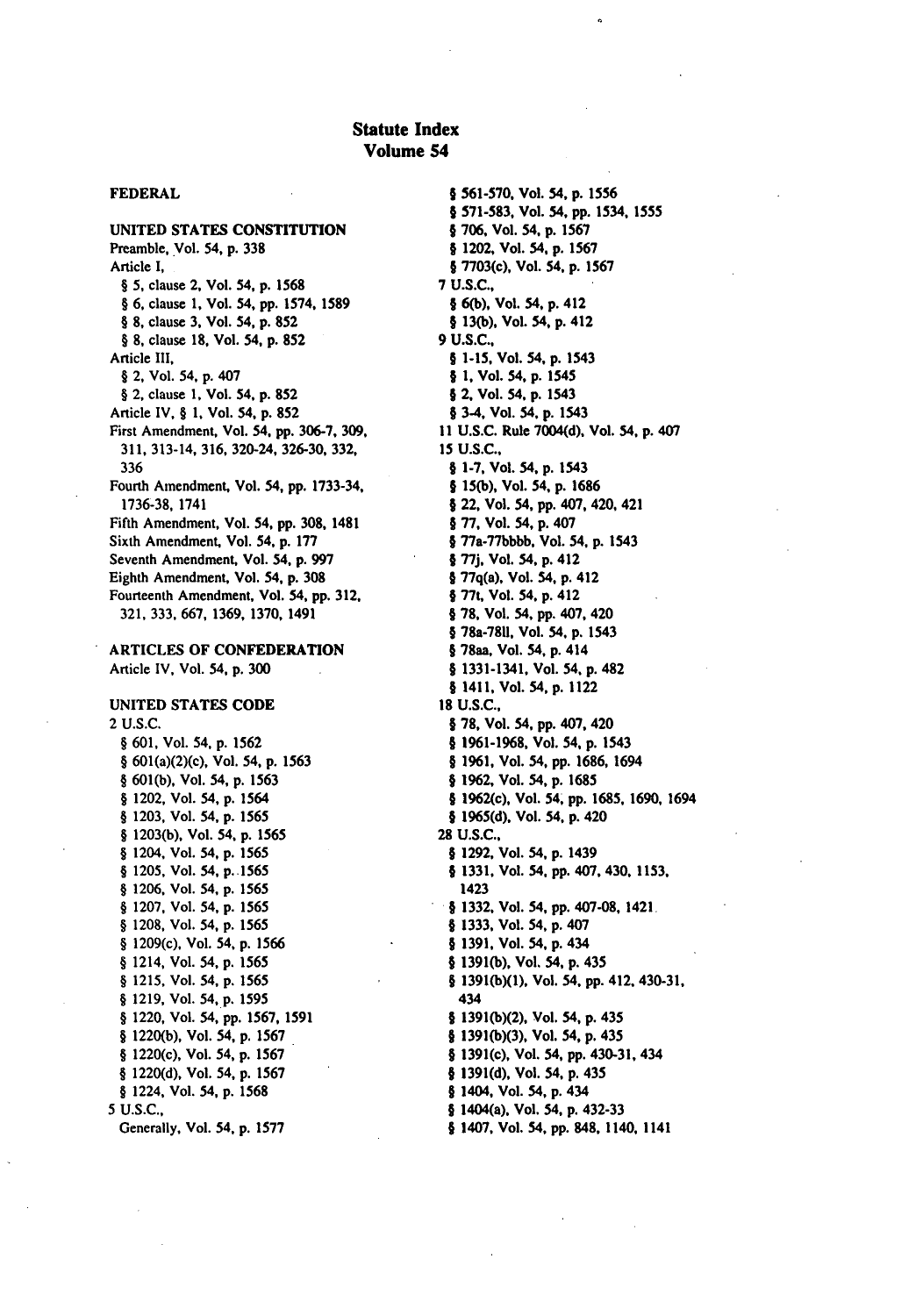# Statute Index
## Volume 54

### FEDERAL

### UNITED STATES CONSTITUTION

Preamble, Vol. 54, p. 338
Article I,
§ 5, clause 2, Vol. 54, p. 1568
§ 6, clause 1, Vol. 54, pp. 1574, 1589
§ 8, clause 3, Vol. 54, p. 852
§ 8, clause 18, Vol. 54, p. 852
Article III,
§ 2, Vol. 54, p. 407
§ 2, clause 1, Vol. 54, p. 852
Article IV, § 1, Vol. 54, p. 852
First Amendment, Vol. 54, pp. 306-7, 309, 311, 313-14, 316, 320-24, 326-30, 332, 336
Fourth Amendment, Vol. 54, pp. 1733-34, 1736-38, 1741
Fifth Amendment, Vol. 54, pp. 308, 1481
Sixth Amendment, Vol. 54, p. 177
Seventh Amendment, Vol. 54, p. 997
Eighth Amendment, Vol. 54, p. 308
Fourteenth Amendment, Vol. 54, pp. 312, 321, 333, 667, 1369, 1370, 1491

### ARTICLES OF CONFEDERATION

Article IV, Vol. 54, p. 300

### UNITED STATES CODE

2 U.S.C.
§ 601, Vol. 54, p. 1562
§ 601(a)(2)(c), Vol. 54, p. 1563
§ 601(b), Vol. 54, p. 1563
§ 1202, Vol. 54, p. 1564
§ 1203, Vol. 54, p. 1565
§ 1203(b), Vol. 54, p. 1565
§ 1204, Vol. 54, p. 1565
§ 1205, Vol. 54, p. 1565
§ 1206, Vol. 54, p. 1565
§ 1207, Vol. 54, p. 1565
§ 1208, Vol. 54, p. 1565
§ 1209(c), Vol. 54, p. 1566
§ 1214, Vol. 54, p. 1565
§ 1215, Vol. 54, p. 1565
§ 1219, Vol. 54, p. 1595
§ 1220, Vol. 54, pp. 1567, 1591
§ 1220(b), Vol. 54, p. 1567
§ 1220(c), Vol. 54, p. 1567
§ 1220(d), Vol. 54, p. 1567
§ 1224, Vol. 54, p. 1568
5 U.S.C.,
Generally, Vol. 54, p. 1577
§ 561-570, Vol. 54, p. 1556
§ 571-583, Vol. 54, pp. 1534, 1555
§ 706, Vol. 54, p. 1567
§ 1202, Vol. 54, p. 1567
§ 7703(c), Vol. 54, p. 1567
7 U.S.C.,
§ 6(b), Vol. 54, p. 412
§ 13(b), Vol. 54, p. 412
9 U.S.C.,
§ 1-15, Vol. 54, p. 1543
§ 1, Vol. 54, p. 1545
§ 2, Vol. 54, p. 1543
§ 3-4, Vol. 54, p. 1543
11 U.S.C. Rule 7004(d), Vol. 54, p. 407
15 U.S.C.,
§ 1-7, Vol. 54, p. 1543
§ 15(b), Vol. 54, p. 1686
§ 22, Vol. 54, pp. 407, 420, 421
§ 77, Vol. 54, p. 407
§ 77a-77bbbb, Vol. 54, p. 1543
§ 77j, Vol. 54, p. 412
§ 77q(a), Vol. 54, p. 412
§ 77t, Vol. 54, p. 412
§ 78, Vol. 54, pp. 407, 420
§ 78a-78ll, Vol. 54, p. 1543
§ 78aa, Vol. 54, p. 414
§ 1331-1341, Vol. 54, p. 482
§ 1411, Vol. 54, p. 1122
18 U.S.C.,
§ 78, Vol. 54, pp. 407, 420
§ 1961-1968, Vol. 54, p. 1543
§ 1961, Vol. 54, pp. 1686, 1694
§ 1962, Vol. 54, p. 1685
§ 1962(c), Vol. 54, pp. 1685, 1690, 1694
§ 1965(d), Vol. 54, p. 420
28 U.S.C.,
§ 1292, Vol. 54, p. 1439
§ 1331, Vol. 54, pp. 407, 430, 1153, 1423
§ 1332, Vol. 54, pp. 407-08, 1421
§ 1333, Vol. 54, p. 407
§ 1391, Vol. 54, p. 434
§ 1391(b), Vol. 54, p. 435
§ 1391(b)(1), Vol. 54, pp. 412, 430-31, 434
§ 1391(b)(2), Vol. 54, p. 435
§ 1391(b)(3), Vol. 54, p. 435
§ 1391(c), Vol. 54, pp. 430-31, 434
§ 1391(d), Vol. 54, p. 435
§ 1404, Vol. 54, p. 434
§ 1404(a), Vol. 54, p. 432-33
§ 1407, Vol. 54, pp. 848, 1140, 1141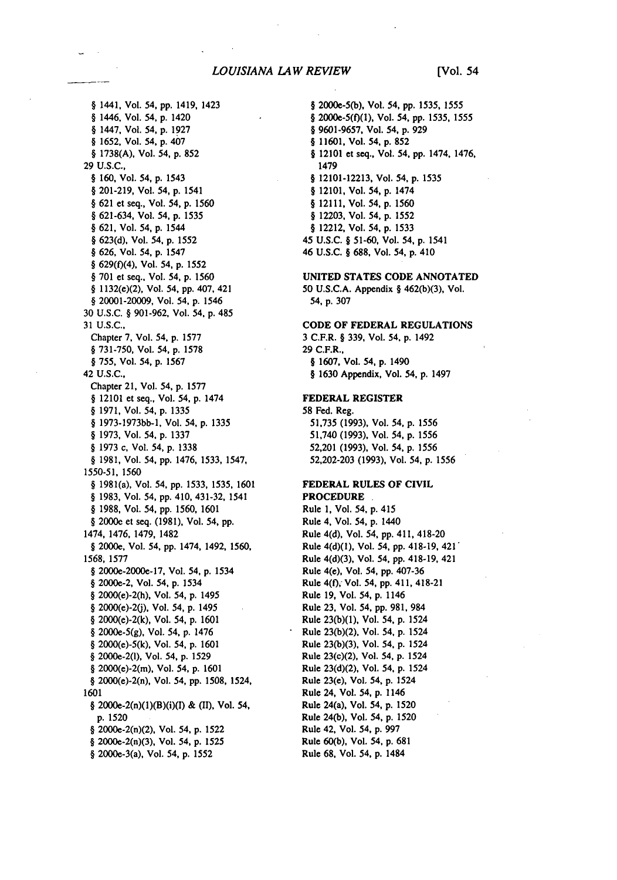§ 1441, Vol. 54, pp. 1419, 1423
§ 1446, Vol. 54, p. 1420
§ 1447, Vol. 54, p. 1927
§ 1652, Vol. 54, p. 407
§ 1738(A), Vol. 54, p. 852

29 U.S.C.,
§ 160, Vol. 54, p. 1543
§ 201-219, Vol. 54, p. 1541
§ 621 et seq., Vol. 54, p. 1560
§ 621-634, Vol. 54, p. 1535
§ 621, Vol. 54, p. 1544
§ 623(d), Vol. 54, p. 1552
§ 626, Vol. 54, p. 1547
§ 629(f)(4), Vol. 54, p. 1552
§ 701 et seq., Vol. 54, p. 1560
§ 1132(e)(2), Vol. 54, pp. 407, 421
§ 20001-20009, Vol. 54, p. 1546

30 U.S.C. § 901-962, Vol. 54, p. 485

31 U.S.C.,
Chapter 7, Vol. 54, p. 1577
§ 731-750, Vol. 54, p. 1578
§ 755, Vol. 54, p. 1567

42 U.S.C.,
Chapter 21, Vol. 54, p. 1577
§ 12101 et seq., Vol. 54, p. 1474
§ 1971, Vol. 54, p. 1335
§ 1973-1973bb-1, Vol. 54, p. 1335
§ 1973, Vol. 54, p. 1337
§ 1973 c, Vol. 54, p. 1338
§ 1981, Vol. 54, pp. 1476, 1533, 1547, 1550-51, 1560
§ 1981(a), Vol. 54, pp. 1533, 1535, 1601
§ 1983, Vol. 54, pp. 410, 431-32, 1541
§ 1988, Vol. 54, pp. 1560, 1601
§ 2000e et seq. (1981), Vol. 54, pp. 1474, 1476, 1479, 1482
§ 2000e, Vol. 54, pp. 1474, 1492, 1560, 1568, 1577
§ 2000e-2000e-17, Vol. 54, p. 1534
§ 2000e-2, Vol. 54, p. 1534
§ 2000(e)-2(h), Vol. 54, p. 1495
§ 2000(e)-2(j), Vol. 54, p. 1495
§ 2000(e)-2(k), Vol. 54, p. 1601
§ 2000e-5(g), Vol. 54, p. 1476
§ 2000(e)-5(k), Vol. 54, p. 1601
§ 2000e-2(l), Vol. 54, p. 1529
§ 2000(e)-2(m), Vol. 54, p. 1601
§ 2000(e)-2(n), Vol. 54, pp. 1508, 1524, 1601
§ 2000e-2(n)(1)(B)(i)(I) & (II), Vol. 54, p. 1520
§ 2000e-2(n)(2), Vol. 54, p. 1522
§ 2000e-2(n)(3), Vol. 54, p. 1525
§ 2000e-3(a), Vol. 54, p. 1552
§ 2000e-5(b), Vol. 54, pp. 1535, 1555
§ 2000e-5(f)(1), Vol. 54, pp. 1535, 1555
§ 9601-9657, Vol. 54, p. 929
§ 11601, Vol. 54, p. 852
§ 12101 et seq., Vol. 54, pp. 1474, 1476, 1479
§ 12101-12213, Vol. 54, p. 1535
§ 12101, Vol. 54, p. 1474
§ 12111, Vol. 54, p. 1560
§ 12203, Vol. 54, p. 1552
§ 12212, Vol. 54, p. 1533

45 U.S.C. § 51-60, Vol. 54, p. 1541

46 U.S.C. § 688, Vol. 54, p. 410

**UNITED STATES CODE ANNOTATED**

50 U.S.C.A. Appendix § 462(b)(3), Vol. 54, p. 307

**CODE OF FEDERAL REGULATIONS**

3 C.F.R. § 339, Vol. 54, p. 1492

29 C.F.R.,
§ 1607, Vol. 54, p. 1490
§ 1630 Appendix, Vol. 54, p. 1497

**FEDERAL REGISTER**

58 Fed. Reg.
51,735 (1993), Vol. 54, p. 1556
51,740 (1993), Vol. 54, p. 1556
52,201 (1993), Vol. 54, p. 1556
52,202-203 (1993), Vol. 54, p. 1556

**FEDERAL RULES OF CIVIL PROCEDURE**

Rule 1, Vol. 54, p. 415
Rule 4, Vol. 54, p. 1440
Rule 4(d), Vol. 54, pp. 411, 418-20
Rule 4(d)(1), Vol. 54, pp. 418-19, 421
Rule 4(d)(3), Vol. 54, pp. 418-19, 421
Rule 4(e), Vol. 54, pp. 407-36
Rule 4(f), Vol. 54, pp. 411, 418-21
Rule 19, Vol. 54, p. 1146
Rule 23, Vol. 54, pp. 981, 984
Rule 23(b)(1), Vol. 54, p. 1524
Rule 23(b)(2), Vol. 54, p. 1524
Rule 23(b)(3), Vol. 54, p. 1524
Rule 23(c)(2), Vol. 54, p. 1524
Rule 23(d)(2), Vol. 54, p. 1524
Rule 23(e), Vol. 54, p. 1524
Rule 24, Vol. 54, p. 1146
Rule 24(a), Vol. 54, p. 1520
Rule 24(b), Vol. 54, p. 1520
Rule 42, Vol. 54, p. 997
Rule 60(b), Vol. 54, p. 681
Rule 68, Vol. 54, p. 1484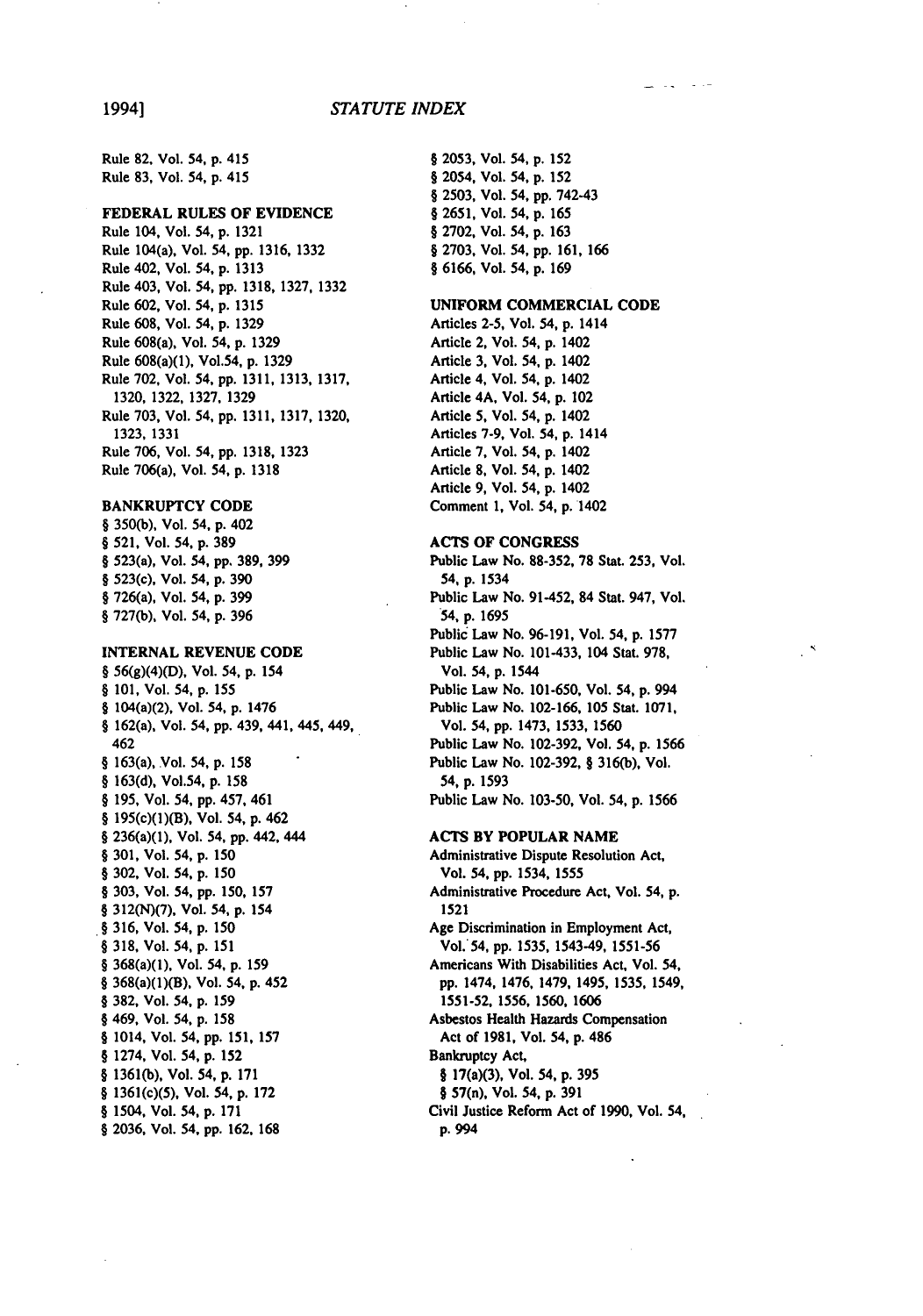Rule 82, Vol. 54, p. 415
Rule 83, Vol. 54, p. 415

**FEDERAL RULES OF EVIDENCE**

Rule 104, Vol. 54, p. 1321
Rule 104(a), Vol. 54, pp. 1316, 1332
Rule 402, Vol. 54, p. 1313
Rule 403, Vol. 54, pp. 1318, 1327, 1332
Rule 602, Vol. 54, p. 1315
Rule 608, Vol. 54, p. 1329
Rule 608(a), Vol. 54, p. 1329
Rule 608(a)(1), Vol.54, p. 1329
Rule 702, Vol. 54, pp. 1311, 1313, 1317, 1320, 1322, 1327, 1329
Rule 703, Vol. 54, pp. 1311, 1317, 1320, 1323, 1331
Rule 706, Vol. 54, pp. 1318, 1323
Rule 706(a), Vol. 54, p. 1318

**BANKRUPTCY CODE**

§ 350(b), Vol. 54, p. 402
§ 521, Vol. 54, p. 389
§ 523(a), Vol. 54, pp. 389, 399
§ 523(c), Vol. 54, p. 390
§ 726(a), Vol. 54, p. 399
§ 727(b), Vol. 54, p. 396

**INTERNAL REVENUE CODE**

§ 56(g)(4)(D), Vol. 54, p. 154
§ 101, Vol. 54, p. 155
§ 104(a)(2), Vol. 54, p. 1476
§ 162(a), Vol. 54, pp. 439, 441, 445, 449, 462
§ 163(a), Vol. 54, p. 158
§ 163(d), Vol.54, p. 158
§ 195, Vol. 54, pp. 457, 461
§ 195(c)(1)(B), Vol. 54, p. 462
§ 236(a)(1), Vol. 54, pp. 442, 444
§ 301, Vol. 54, p. 150
§ 302, Vol. 54, p. 150
§ 303, Vol. 54, pp. 150, 157
§ 312(N)(7), Vol. 54, p. 154
§ 316, Vol. 54, p. 150
§ 318, Vol. 54, p. 151
§ 368(a)(1), Vol. 54, p. 159
§ 368(a)(1)(B), Vol. 54, p. 452
§ 382, Vol. 54, p. 159
§ 469, Vol. 54, p. 158
§ 1014, Vol. 54, pp. 151, 157
§ 1274, Vol. 54, p. 152
§ 1361(b), Vol. 54, p. 171
§ 1361(c)(5), Vol. 54, p. 172
§ 1504, Vol. 54, p. 171
§ 2036, Vol. 54, pp. 162, 168
§ 2053, Vol. 54, p. 152
§ 2054, Vol. 54, p. 152
§ 2503, Vol. 54, pp. 742-43
§ 2651, Vol. 54, p. 165
§ 2702, Vol. 54, p. 163
§ 2703, Vol. 54, pp. 161, 166
§ 6166, Vol. 54, p. 169

**UNIFORM COMMERCIAL CODE**

Articles 2-5, Vol. 54, p. 1414
Article 2, Vol. 54, p. 1402
Article 3, Vol. 54, p. 1402
Article 4, Vol. 54, p. 1402
Article 4A, Vol. 54, p. 102
Article 5, Vol. 54, p. 1402
Articles 7-9, Vol. 54, p. 1414
Article 7, Vol. 54, p. 1402
Article 8, Vol. 54, p. 1402
Article 9, Vol. 54, p. 1402
Comment 1, Vol. 54, p. 1402

**ACTS OF CONGRESS**

Public Law No. 88-352, 78 Stat. 253, Vol. 54, p. 1534
Public Law No. 91-452, 84 Stat. 947, Vol. 54, p. 1695
Public Law No. 96-191, Vol. 54, p. 1577
Public Law No. 101-433, 104 Stat. 978, Vol. 54, p. 1544
Public Law No. 101-650, Vol. 54, p. 994
Public Law No. 102-166, 105 Stat. 1071, Vol. 54, pp. 1473, 1533, 1560
Public Law No. 102-392, Vol. 54, p. 1566
Public Law No. 102-392, § 316(b), Vol. 54, p. 1593
Public Law No. 103-50, Vol. 54, p. 1566

**ACTS BY POPULAR NAME**

Administrative Dispute Resolution Act, Vol. 54, pp. 1534, 1555
Administrative Procedure Act, Vol. 54, p. 1521
Age Discrimination in Employment Act, Vol. 54, pp. 1535, 1543-49, 1551-56
Americans With Disabilities Act, Vol. 54, pp. 1474, 1476, 1479, 1495, 1535, 1549, 1551-52, 1556, 1560, 1606
Asbestos Health Hazards Compensation Act of 1981, Vol. 54, p. 486
Bankruptcy Act,
§ 17(a)(3), Vol. 54, p. 395
§ 57(n), Vol. 54, p. 391
Civil Justice Reform Act of 1990, Vol. 54, p. 994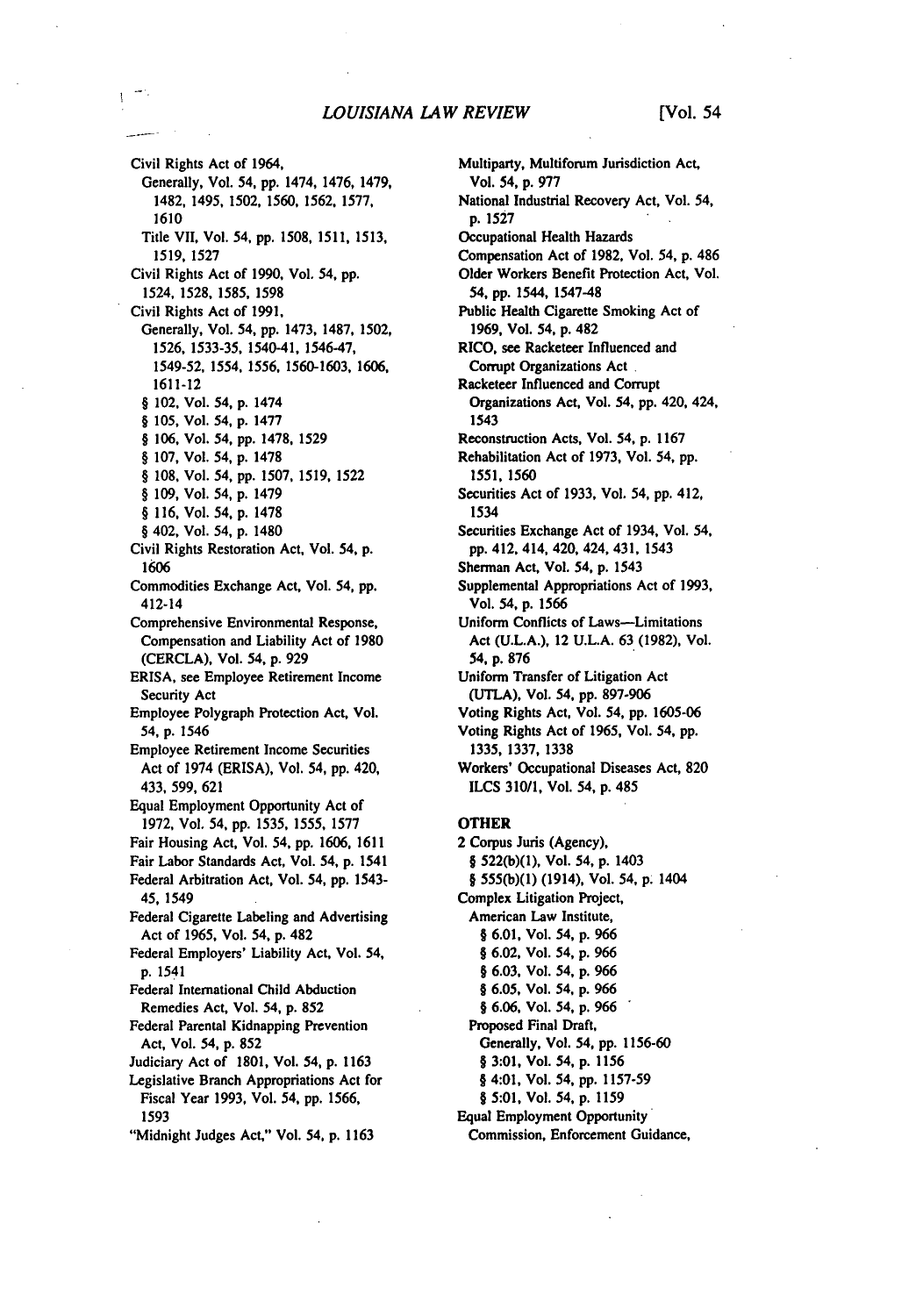Civil Rights Act of 1964,
  Generally, Vol. 54, pp. 1474, 1476, 1479, 1482, 1495, 1502, 1560, 1562, 1577, 1610
  Title VII, Vol. 54, pp. 1508, 1511, 1513, 1519, 1527
Civil Rights Act of 1990, Vol. 54, pp. 1524, 1528, 1585, 1598
Civil Rights Act of 1991,
  Generally, Vol. 54, pp. 1473, 1487, 1502, 1526, 1533-35, 1540-41, 1546-47, 1549-52, 1554, 1556, 1560-1603, 1606, 1611-12
  § 102, Vol. 54, p. 1474
  § 105, Vol. 54, p. 1477
  § 106, Vol. 54, pp. 1478, 1529
  § 107, Vol. 54, p. 1478
  § 108, Vol. 54, pp. 1507, 1519, 1522
  § 109, Vol. 54, p. 1479
  § 116, Vol. 54, p. 1478
  § 402, Vol. 54, p. 1480
Civil Rights Restoration Act, Vol. 54, p. 1606
Commodities Exchange Act, Vol. 54, pp. 412-14
Comprehensive Environmental Response, Compensation and Liability Act of 1980 (CERCLA), Vol. 54, p. 929
ERISA, see Employee Retirement Income Security Act
Employee Polygraph Protection Act, Vol. 54, p. 1546
Employee Retirement Income Securities Act of 1974 (ERISA), Vol. 54, pp. 420, 433, 599, 621
Equal Employment Opportunity Act of 1972, Vol. 54, pp. 1535, 1555, 1577
Fair Housing Act, Vol. 54, pp. 1606, 1611
Fair Labor Standards Act, Vol. 54, p. 1541
Federal Arbitration Act, Vol. 54, pp. 1543-45, 1549
Federal Cigarette Labeling and Advertising Act of 1965, Vol. 54, p. 482
Federal Employers' Liability Act, Vol. 54, p. 1541
Federal International Child Abduction Remedies Act, Vol. 54, p. 852
Federal Parental Kidnapping Prevention Act, Vol. 54, p. 852
Judiciary Act of 1801, Vol. 54, p. 1163
Legislative Branch Appropriations Act for Fiscal Year 1993, Vol. 54, pp. 1566, 1593
"Midnight Judges Act," Vol. 54, p. 1163
Multiparty, Multiforum Jurisdiction Act, Vol. 54, p. 977
National Industrial Recovery Act, Vol. 54, p. 1527
Occupational Health Hazards
Compensation Act of 1982, Vol. 54, p. 486
Older Workers Benefit Protection Act, Vol. 54, pp. 1544, 1547-48
Public Health Cigarette Smoking Act of 1969, Vol. 54, p. 482
RICO, see Racketeer Influenced and Corrupt Organizations Act
Racketeer Influenced and Corrupt Organizations Act, Vol. 54, pp. 420, 424, 1543
Reconstruction Acts, Vol. 54, p. 1167
Rehabilitation Act of 1973, Vol. 54, pp. 1551, 1560
Securities Act of 1933, Vol. 54, pp. 412, 1534
Securities Exchange Act of 1934, Vol. 54, pp. 412, 414, 420, 424, 431, 1543
Sherman Act, Vol. 54, p. 1543
Supplemental Appropriations Act of 1993, Vol. 54, p. 1566
Uniform Conflicts of Laws—Limitations Act (U.L.A.), 12 U.L.A. 63 (1982), Vol. 54, p. 876
Uniform Transfer of Litigation Act (UTLA), Vol. 54, pp. 897-906
Voting Rights Act, Vol. 54, pp. 1605-06
Voting Rights Act of 1965, Vol. 54, pp. 1335, 1337, 1338
Workers' Occupational Diseases Act, 820 ILCS 310/1, Vol. 54, p. 485

**OTHER**

2 Corpus Juris (Agency),
  § 522(b)(1), Vol. 54, p. 1403
  § 555(b)(1) (1914), Vol. 54, p. 1404
Complex Litigation Project,
  American Law Institute,
    § 6.01, Vol. 54, p. 966
    § 6.02, Vol. 54, p. 966
    § 6.03, Vol. 54, p. 966
    § 6.05, Vol. 54, p. 966
    § 6.06, Vol. 54, p. 966
  Proposed Final Draft,
    Generally, Vol. 54, pp. 1156-60
    § 3:01, Vol. 54, p. 1156
    § 4:01, Vol. 54, pp. 1157-59
    § 5:01, Vol. 54, p. 1159
Equal Employment Opportunity Commission, Enforcement Guidance,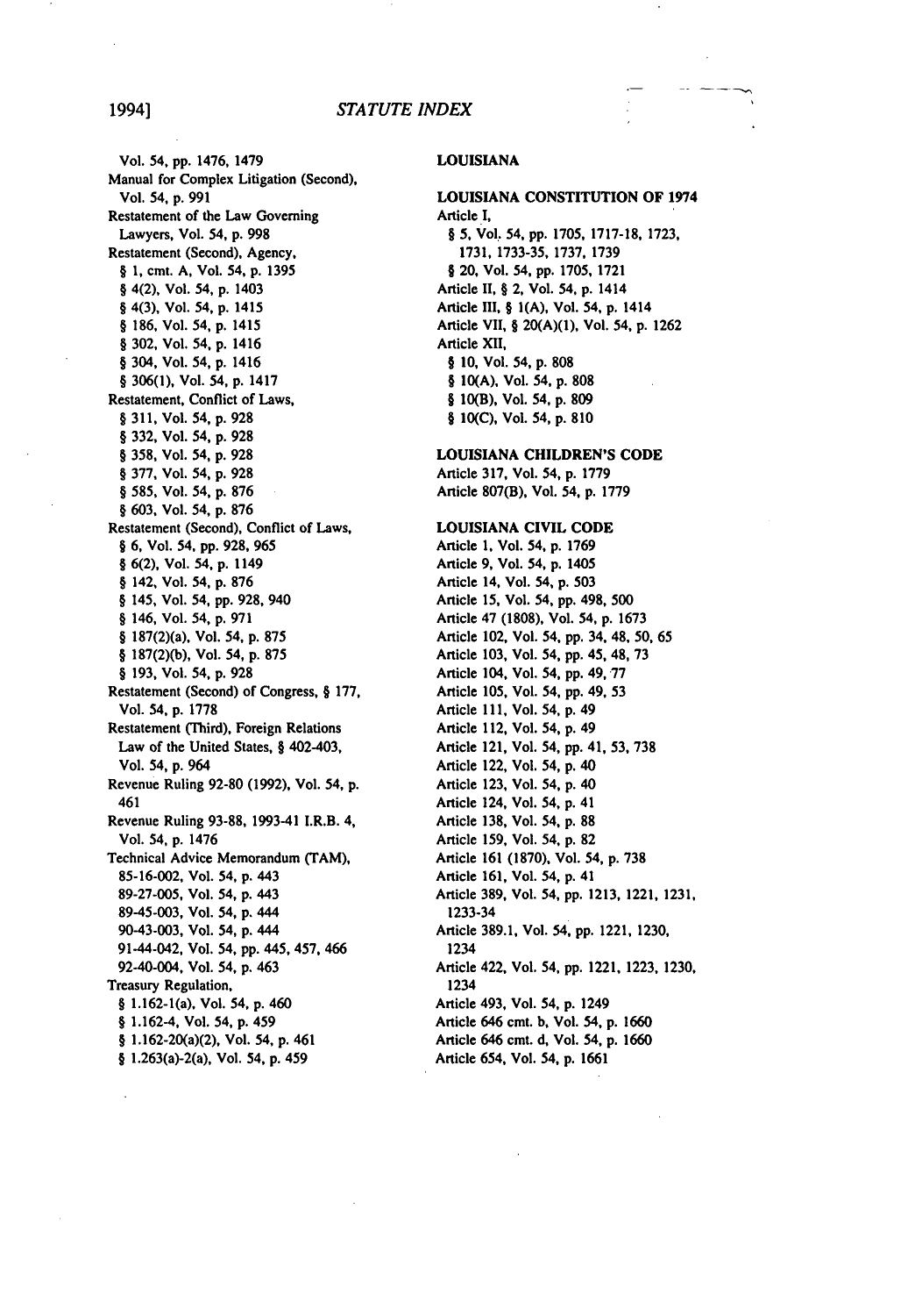Vol. 54, pp. 1476, 1479
Manual for Complex Litigation (Second), Vol. 54, p. 991
Restatement of the Law Governing Lawyers, Vol. 54, p. 998
Restatement (Second), Agency,
§ 1, cmt. A, Vol. 54, p. 1395
§ 4(2), Vol. 54, p. 1403
§ 4(3), Vol. 54, p. 1415
§ 186, Vol. 54, p. 1415
§ 302, Vol. 54, p. 1416
§ 304, Vol. 54, p. 1416
§ 306(1), Vol. 54, p. 1417
Restatement, Conflict of Laws,
§ 311, Vol. 54, p. 928
§ 332, Vol. 54, p. 928
§ 358, Vol. 54, p. 928
§ 377, Vol. 54, p. 928
§ 585, Vol. 54, p. 876
§ 603, Vol. 54, p. 876
Restatement (Second), Conflict of Laws,
§ 6, Vol. 54, pp. 928, 965
§ 6(2), Vol. 54, p. 1149
§ 142, Vol. 54, p. 876
§ 145, Vol. 54, pp. 928, 940
§ 146, Vol. 54, p. 971
§ 187(2)(a), Vol. 54, p. 875
§ 187(2)(b), Vol. 54, p. 875
§ 193, Vol. 54, p. 928
Restatement (Second) of Congress, § 177, Vol. 54, p. 1778
Restatement (Third), Foreign Relations Law of the United States, § 402-403, Vol. 54, p. 964
Revenue Ruling 92-80 (1992), Vol. 54, p. 461
Revenue Ruling 93-88, 1993-41 I.R.B. 4, Vol. 54, p. 1476
Technical Advice Memorandum (TAM),
85-16-002, Vol. 54, p. 443
89-27-005, Vol. 54, p. 443
89-45-003, Vol. 54, p. 444
90-43-003, Vol. 54, p. 444
91-44-042, Vol. 54, pp. 445, 457, 466
92-40-004, Vol. 54, p. 463
Treasury Regulation,
§ 1.162-1(a), Vol. 54, p. 460
§ 1.162-4, Vol. 54, p. 459
§ 1.162-20(a)(2), Vol. 54, p. 461
§ 1.263(a)-2(a), Vol. 54, p. 459

## LOUISIANA

### LOUISIANA CONSTITUTION OF 1974

Article I,
§ 5, Vol. 54, pp. 1705, 1717-18, 1723, 1731, 1733-35, 1737, 1739
§ 20, Vol. 54, pp. 1705, 1721
Article II, § 2, Vol. 54, p. 1414
Article III, § 1(A), Vol. 54, p. 1414
Article VII, § 20(A)(1), Vol. 54, p. 1262
Article XII,
§ 10, Vol. 54, p. 808
§ 10(A), Vol. 54, p. 808
§ 10(B), Vol. 54, p. 809
§ 10(C), Vol. 54, p. 810

### LOUISIANA CHILDREN'S CODE

Article 317, Vol. 54, p. 1779
Article 807(B), Vol. 54, p. 1779

### LOUISIANA CIVIL CODE

Article 1, Vol. 54, p. 1769
Article 9, Vol. 54, p. 1405
Article 14, Vol. 54, p. 503
Article 15, Vol. 54, pp. 498, 500
Article 47 (1808), Vol. 54, p. 1673
Article 102, Vol. 54, pp. 34, 48, 50, 65
Article 103, Vol. 54, pp. 45, 48, 73
Article 104, Vol. 54, pp. 49, 77
Article 105, Vol. 54, pp. 49, 53
Article 111, Vol. 54, p. 49
Article 112, Vol. 54, p. 49
Article 121, Vol. 54, pp. 41, 53, 738
Article 122, Vol. 54, p. 40
Article 123, Vol. 54, p. 40
Article 124, Vol. 54, p. 41
Article 138, Vol. 54, p. 88
Article 159, Vol. 54, p. 82
Article 161 (1870), Vol. 54, p. 738
Article 161, Vol. 54, p. 41
Article 389, Vol. 54, pp. 1213, 1221, 1231, 1233-34
Article 389.1, Vol. 54, pp. 1221, 1230, 1234
Article 422, Vol. 54, pp. 1221, 1223, 1230, 1234
Article 493, Vol. 54, p. 1249
Article 646 cmt. b, Vol. 54, p. 1660
Article 646 cmt. d, Vol. 54, p. 1660
Article 654, Vol. 54, p. 1661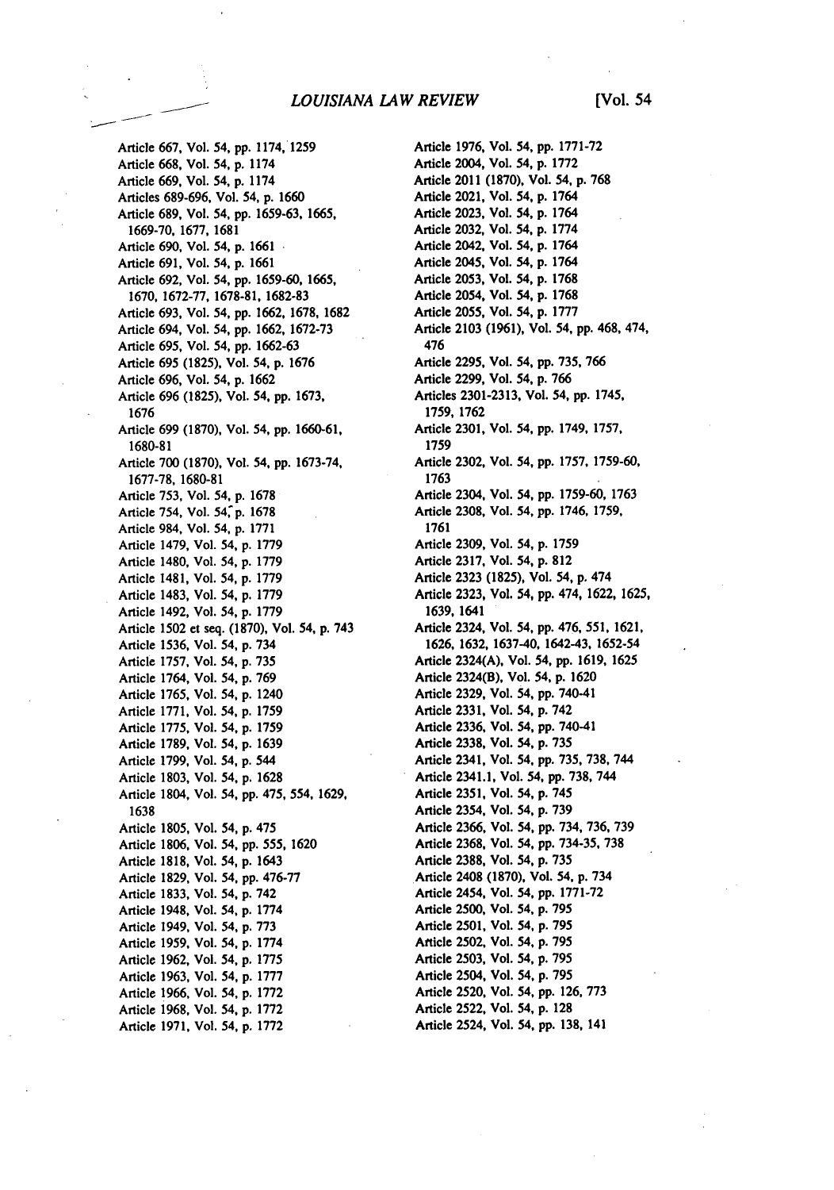Article 667, Vol. 54, pp. 1174, 1259
Article 668, Vol. 54, p. 1174
Article 669, Vol. 54, p. 1174
Articles 689-696, Vol. 54, p. 1660
Article 689, Vol. 54, pp. 1659-63, 1665, 1669-70, 1677, 1681
Article 690, Vol. 54, p. 1661
Article 691, Vol. 54, p. 1661
Article 692, Vol. 54, pp. 1659-60, 1665, 1670, 1672-77, 1678-81, 1682-83
Article 693, Vol. 54, pp. 1662, 1678, 1682
Article 694, Vol. 54, pp. 1662, 1672-73
Article 695, Vol. 54, pp. 1662-63
Article 695 (1825), Vol. 54, p. 1676
Article 696, Vol. 54, p. 1662
Article 696 (1825), Vol. 54, pp. 1673, 1676
Article 699 (1870), Vol. 54, pp. 1660-61, 1680-81
Article 700 (1870), Vol. 54, pp. 1673-74, 1677-78, 1680-81
Article 753, Vol. 54, p. 1678
Article 754, Vol. 54, p. 1678
Article 984, Vol. 54, p. 1771
Article 1479, Vol. 54, p. 1779
Article 1480, Vol. 54, p. 1779
Article 1481, Vol. 54, p. 1779
Article 1483, Vol. 54, p. 1779
Article 1492, Vol. 54, p. 1779
Article 1502 et seq. (1870), Vol. 54, p. 743
Article 1536, Vol. 54, p. 734
Article 1757, Vol. 54, p. 735
Article 1764, Vol. 54, p. 769
Article 1765, Vol. 54, p. 1240
Article 1771, Vol. 54, p. 1759
Article 1775, Vol. 54, p. 1759
Article 1789, Vol. 54, p. 1639
Article 1799, Vol. 54, p. 544
Article 1803, Vol. 54, p. 1628
Article 1804, Vol. 54, pp. 475, 554, 1629, 1638
Article 1805, Vol. 54, p. 475
Article 1806, Vol. 54, pp. 555, 1620
Article 1818, Vol. 54, p. 1643
Article 1829, Vol. 54, pp. 476-77
Article 1833, Vol. 54, p. 742
Article 1948, Vol. 54, p. 1774
Article 1949, Vol. 54, p. 773
Article 1959, Vol. 54, p. 1774
Article 1962, Vol. 54, p. 1775
Article 1963, Vol. 54, p. 1777
Article 1966, Vol. 54, p. 1772
Article 1968, Vol. 54, p. 1772
Article 1971, Vol. 54, p. 1772
Article 1976, Vol. 54, pp. 1771-72
Article 2004, Vol. 54, p. 1772
Article 2011 (1870), Vol. 54, p. 768
Article 2021, Vol. 54, p. 1764
Article 2023, Vol. 54, p. 1764
Article 2032, Vol. 54, p. 1774
Article 2042, Vol. 54, p. 1764
Article 2045, Vol. 54, p. 1764
Article 2053, Vol. 54, p. 1768
Article 2054, Vol. 54, p. 1768
Article 2055, Vol. 54, p. 1777
Article 2103 (1961), Vol. 54, pp. 468, 474, 476
Article 2295, Vol. 54, pp. 735, 766
Article 2299, Vol. 54, p. 766
Articles 2301-2313, Vol. 54, pp. 1745, 1759, 1762
Article 2301, Vol. 54, pp. 1749, 1757, 1759
Article 2302, Vol. 54, pp. 1757, 1759-60, 1763
Article 2304, Vol. 54, pp. 1759-60, 1763
Article 2308, Vol. 54, pp. 1746, 1759, 1761
Article 2309, Vol. 54, p. 1759
Article 2317, Vol. 54, p. 812
Article 2323 (1825), Vol. 54, p. 474
Article 2323, Vol. 54, pp. 474, 1622, 1625, 1639, 1641
Article 2324, Vol. 54, pp. 476, 551, 1621, 1626, 1632, 1637-40, 1642-43, 1652-54
Article 2324(A), Vol. 54, pp. 1619, 1625
Article 2324(B), Vol. 54, p. 1620
Article 2329, Vol. 54, pp. 740-41
Article 2331, Vol. 54, p. 742
Article 2336, Vol. 54, pp. 740-41
Article 2338, Vol. 54, p. 735
Article 2341, Vol. 54, pp. 735, 738, 744
Article 2341.1, Vol. 54, pp. 738, 744
Article 2351, Vol. 54, p. 745
Article 2354, Vol. 54, p. 739
Article 2366, Vol. 54, pp. 734, 736, 739
Article 2368, Vol. 54, pp. 734-35, 738
Article 2388, Vol. 54, p. 735
Article 2408 (1870), Vol. 54, p. 734
Article 2454, Vol. 54, pp. 1771-72
Article 2500, Vol. 54, p. 795
Article 2501, Vol. 54, p. 795
Article 2502, Vol. 54, p. 795
Article 2503, Vol. 54, p. 795
Article 2504, Vol. 54, p. 795
Article 2520, Vol. 54, pp. 126, 773
Article 2522, Vol. 54, p. 128
Article 2524, Vol. 54, pp. 138, 141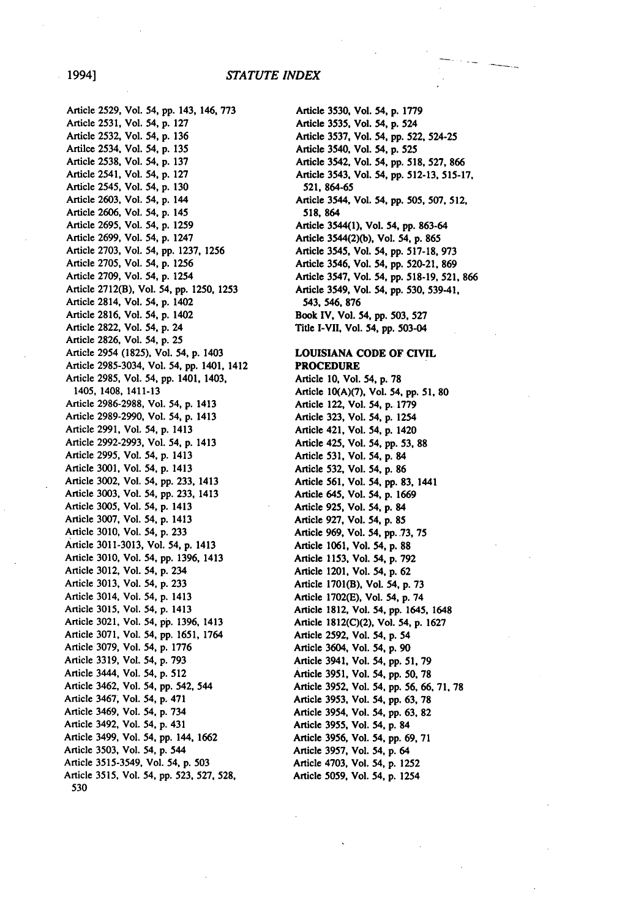Article 2529, Vol. 54, pp. 143, 146, 773
Article 2531, Vol. 54, p. 127
Article 2532, Vol. 54, p. 136
Artilce 2534, Vol. 54, p. 135
Article 2538, Vol. 54, p. 137
Article 2541, Vol. 54, p. 127
Article 2545, Vol. 54, p. 130
Article 2603, Vol. 54, p. 144
Article 2606, Vol. 54, p. 145
Article 2695, Vol. 54, p. 1259
Article 2699, Vol. 54, p. 1247
Article 2703, Vol. 54, pp. 1237, 1256
Article 2705, Vol. 54, p. 1256
Article 2709, Vol. 54, p. 1254
Article 2712(B), Vol. 54, pp. 1250, 1253
Article 2814, Vol. 54, p. 1402
Article 2816, Vol. 54, p. 1402
Article 2822, Vol. 54, p. 24
Article 2826, Vol. 54, p. 25
Article 2954 (1825), Vol. 54, p. 1403
Article 2985-3034, Vol. 54, pp. 1401, 1412
Article 2985, Vol. 54, pp. 1401, 1403, 1405, 1408, 1411-13
Article 2986-2988, Vol. 54, p. 1413
Article 2989-2990, Vol. 54, p. 1413
Article 2991, Vol. 54, p. 1413
Article 2992-2993, Vol. 54, p. 1413
Article 2995, Vol. 54, p. 1413
Article 3001, Vol. 54, p. 1413
Article 3002, Vol. 54, pp. 233, 1413
Article 3003, Vol. 54, pp. 233, 1413
Article 3005, Vol. 54, p. 1413
Article 3007, Vol. 54, p. 1413
Article 3010, Vol. 54, p. 233
Article 3011-3013, Vol. 54, p. 1413
Article 3010, Vol. 54, pp. 1396, 1413
Article 3012, Vol. 54, p. 234
Article 3013, Vol. 54, p. 233
Article 3014, Vol. 54, p. 1413
Article 3015, Vol. 54, p. 1413
Article 3021, Vol. 54, pp. 1396, 1413
Article 3071, Vol. 54, pp. 1651, 1764
Article 3079, Vol. 54, p. 1776
Article 3319, Vol. 54, p. 793
Article 3444, Vol. 54, p. 512
Article 3462, Vol. 54, pp. 542, 544
Article 3467, Vol. 54, p. 471
Article 3469, Vol. 54, p. 734
Article 3492, Vol. 54, p. 431
Article 3499, Vol. 54, pp. 144, 1662
Article 3503, Vol. 54, p. 544
Article 3515-3549, Vol. 54, p. 503
Article 3515, Vol. 54, pp. 523, 527, 528, 530
Article 3530, Vol. 54, p. 1779
Article 3535, Vol. 54, p. 524
Article 3537, Vol. 54, pp. 522, 524-25
Article 3540, Vol. 54, p. 525
Article 3542, Vol. 54, pp. 518, 527, 866
Article 3543, Vol. 54, pp. 512-13, 515-17, 521, 864-65
Article 3544, Vol. 54, pp. 505, 507, 512, 518, 864
Article 3544(1), Vol. 54, pp. 863-64
Article 3544(2)(b), Vol. 54, p. 865
Article 3545, Vol. 54, pp. 517-18, 973
Article 3546, Vol. 54, pp. 520-21, 869
Article 3547, Vol. 54, pp. 518-19, 521, 866
Article 3549, Vol. 54, pp. 530, 539-41, 543, 546, 876
Book IV, Vol. 54, pp. 503, 527
Title I-VII, Vol. 54, pp. 503-04

**LOUISIANA CODE OF CIVIL PROCEDURE**

Article 10, Vol. 54, p. 78
Article 10(A)(7), Vol. 54, pp. 51, 80
Article 122, Vol. 54, p. 1779
Article 323, Vol. 54, p. 1254
Article 421, Vol. 54, p. 1420
Article 425, Vol. 54, pp. 53, 88
Article 531, Vol. 54, p. 84
Article 532, Vol. 54, p. 86
Article 561, Vol. 54, pp. 83, 1441
Article 645, Vol. 54, p. 1669
Article 925, Vol. 54, p. 84
Article 927, Vol. 54, p. 85
Article 969, Vol. 54, pp. 73, 75
Article 1061, Vol. 54, p. 88
Article 1153, Vol. 54, p. 792
Article 1201, Vol. 54, p. 62
Article 1701(B), Vol. 54, p. 73
Article 1702(E), Vol. 54, p. 74
Article 1812, Vol. 54, pp. 1645, 1648
Article 1812(C)(2), Vol. 54, p. 1627
Article 2592, Vol. 54, p. 54
Article 3604, Vol. 54, p. 90
Article 3941, Vol. 54, pp. 51, 79
Article 3951, Vol. 54, pp. 50, 78
Article 3952, Vol. 54, pp. 56, 66, 71, 78
Article 3953, Vol. 54, pp. 63, 78
Article 3954, Vol. 54, pp. 63, 82
Article 3955, Vol. 54, p. 84
Article 3956, Vol. 54, pp. 69, 71
Article 3957, Vol. 54, p. 64
Article 4703, Vol. 54, p. 1252
Article 5059, Vol. 54, p. 1254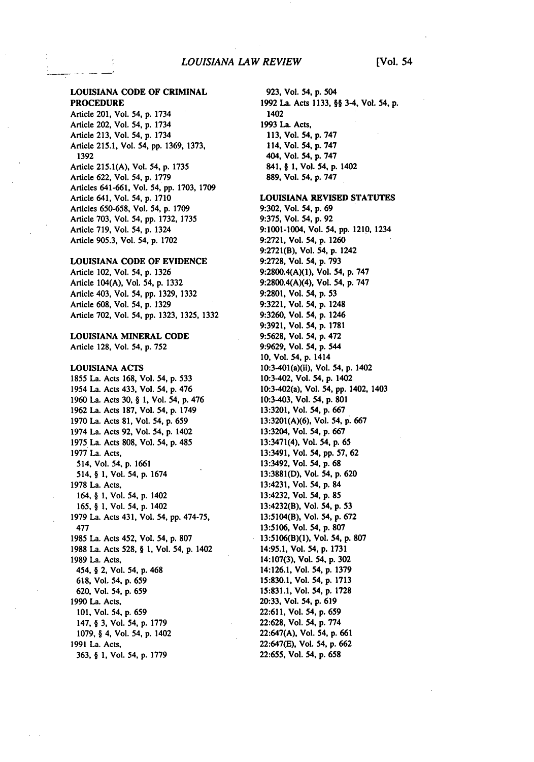## LOUISIANA CODE OF CRIMINAL PROCEDURE

Article 201, Vol. 54, p. 1734
Article 202, Vol. 54, p. 1734
Article 213, Vol. 54, p. 1734
Article 215.1, Vol. 54, pp. 1369, 1373, 1392
Article 215.1(A), Vol. 54, p. 1735
Article 622, Vol. 54, p. 1779
Articles 641-661, Vol. 54, pp. 1703, 1709
Article 641, Vol. 54, p. 1710
Articles 650-658, Vol. 54, p. 1709
Article 703, Vol. 54, pp. 1732, 1735
Article 719, Vol. 54, p. 1324
Article 905.3, Vol. 54, p. 1702

## LOUISIANA CODE OF EVIDENCE

Article 102, Vol. 54, p. 1326
Article 104(A), Vol. 54, p. 1332
Article 403, Vol. 54, pp. 1329, 1332
Article 608, Vol. 54, p. 1329
Article 702, Vol. 54, pp. 1323, 1325, 1332

## LOUISIANA MINERAL CODE

Article 128, Vol. 54, p. 752

## LOUISIANA ACTS

1855 La. Acts 168, Vol. 54, p. 533
1954 La. Acts 433, Vol. 54, p. 476
1960 La. Acts 30, § 1, Vol. 54, p. 476
1962 La. Acts 187, Vol. 54, p. 1749
1970 La. Acts 81, Vol. 54, p. 659
1974 La. Acts 92, Vol. 54, p. 1402
1975 La. Acts 808, Vol. 54, p. 485
1977 La. Acts,
  514, Vol. 54, p. 1661
  514, § 1, Vol. 54, p. 1674
1978 La. Acts,
  164, § 1, Vol. 54, p. 1402
  165, § 1, Vol. 54, p. 1402
1979 La. Acts 431, Vol. 54, pp. 474-75, 477
1985 La. Acts 452, Vol. 54, p. 807
1988 La. Acts 528, § 1, Vol. 54, p. 1402
1989 La. Acts,
  454, § 2, Vol. 54, p. 468
  618, Vol. 54, p. 659
  620, Vol. 54, p. 659
1990 La. Acts,
  101, Vol. 54, p. 659
  147, § 3, Vol. 54, p. 1779
  1079, § 4, Vol. 54, p. 1402
1991 La. Acts,
  363, § 1, Vol. 54, p. 1779
  923, Vol. 54, p. 504
1992 La. Acts 1133, §§ 3-4, Vol. 54, p. 1402
1993 La. Acts,
  113, Vol. 54, p. 747
  114, Vol. 54, p. 747
  404, Vol. 54, p. 747
  841, § 1, Vol. 54, p. 1402
  889, Vol. 54, p. 747

## LOUISIANA REVISED STATUTES

9:302, Vol. 54, p. 69
9:375, Vol. 54, p. 92
9:1001-1004, Vol. 54, pp. 1210, 1234
9:2721, Vol. 54, p. 1260
9:2721(B), Vol. 54, p. 1242
9:2728, Vol. 54, p. 793
9:2800.4(A)(1), Vol. 54, p. 747
9:2800.4(A)(4), Vol. 54, p. 747
9:2801, Vol. 54, p. 53
9:3221, Vol. 54, p. 1248
9:3260, Vol. 54, p. 1246
9:3921, Vol. 54, p. 1781
9:5628, Vol. 54, p. 472
9:9629, Vol. 54, p. 544
10, Vol. 54, p. 1414
10:3-401(a)(ii), Vol. 54, p. 1402
10:3-402, Vol. 54, p. 1402
10:3-402(a), Vol. 54, pp. 1402, 1403
10:3-403, Vol. 54, p. 801
13:3201, Vol. 54, p. 667
13:3201(A)(6), Vol. 54, p. 667
13:3204, Vol. 54, p. 667
13:3471(4), Vol. 54, p. 65
13:3491, Vol. 54, pp. 57, 62
13:3492, Vol. 54, p. 68
13:3881(D), Vol. 54, p. 620
13:4231, Vol. 54, p. 84
13:4232, Vol. 54, p. 85
13:4232(B), Vol. 54, p. 53
13:5104(B), Vol. 54, p. 672
13:5106, Vol. 54, p. 807
13:5106(B)(1), Vol. 54, p. 807
14:95.1, Vol. 54, p. 1731
14:107(3), Vol. 54, p. 302
14:126.1, Vol. 54, p. 1379
15:830.1, Vol. 54, p. 1713
15:831.1, Vol. 54, p. 1728
20:33, Vol. 54, p. 619
22:611, Vol. 54, p. 659
22:628, Vol. 54, p. 774
22:647(A), Vol. 54, p. 661
22:647(E), Vol. 54, p. 662
22:655, Vol. 54, p. 658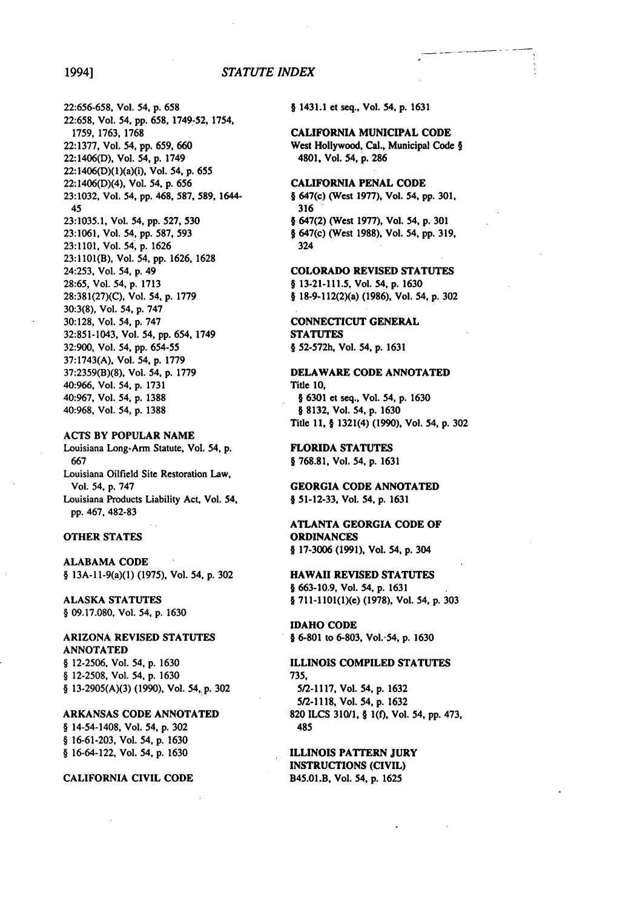22:656-658, Vol. 54, p. 658
22:658, Vol. 54, pp. 658, 1749-52, 1754, 1759, 1763, 1768
22:1377, Vol. 54, pp. 659, 660
22:1406(D), Vol. 54, p. 1749
22:1406(D)(1)(a)(i), Vol. 54, p. 655
22:1406(D)(4), Vol. 54, p. 656
23:1032, Vol. 54, pp. 468, 587, 589, 1644-45
23:1035.1, Vol. 54, pp. 527, 530
23:1061, Vol. 54, pp. 587, 593
23:1101, Vol. 54, p. 1626
23:1101(B), Vol. 54, pp. 1626, 1628
24:253, Vol. 54, p. 49
28:65, Vol. 54, p. 1713
28:381(27)(C), Vol. 54, p. 1779
30:3(8), Vol. 54, p. 747
30:128, Vol. 54, p. 747
32:851-1043, Vol. 54, pp. 654, 1749
32:900, Vol. 54, pp. 654-55
37:1743(A), Vol. 54, p. 1779
37:2359(B)(8), Vol. 54, p. 1779
40:966, Vol. 54, p. 1731
40:967, Vol. 54, p. 1388
40:968, Vol. 54, p. 1388

ACTS BY POPULAR NAME

Louisiana Long-Arm Statute, Vol. 54, p. 667
Louisiana Oilfield Site Restoration Law, Vol. 54, p. 747
Louisiana Products Liability Act, Vol. 54, pp. 467, 482-83

OTHER STATES

ALABAMA CODE

§ 13A-11-9(a)(1) (1975), Vol. 54, p. 302

ALASKA STATUTES

§ 09.17.080, Vol. 54, p. 1630

ARIZONA REVISED STATUTES ANNOTATED

§ 12-2506, Vol. 54, p. 1630
§ 12-2508, Vol. 54, p. 1630
§ 13-2905(A)(3) (1990), Vol. 54, p. 302

ARKANSAS CODE ANNOTATED

§ 14-54-1408, Vol. 54, p. 302
§ 16-61-203, Vol. 54, p. 1630
§ 16-64-122, Vol. 54, p. 1630

CALIFORNIA CIVIL CODE

§ 1431.1 et seq., Vol. 54, p. 1631

CALIFORNIA MUNICIPAL CODE

West Hollywood, Cal., Municipal Code § 4801, Vol. 54, p. 286

CALIFORNIA PENAL CODE

§ 647(c) (West 1977), Vol. 54, pp. 301, 316
§ 647(2) (West 1977), Vol. 54, p. 301
§ 647(c) (West 1988), Vol. 54, pp. 319, 324

COLORADO REVISED STATUTES

§ 13-21-111.5, Vol. 54, p. 1630
§ 18-9-112(2)(a) (1986), Vol. 54, p. 302

CONNECTICUT GENERAL STATUTES

§ 52-572h, Vol. 54, p. 1631

DELAWARE CODE ANNOTATED

Title 10,
  § 6301 et seq., Vol. 54, p. 1630
  § 8132, Vol. 54, p. 1630
Title 11, § 1321(4) (1990), Vol. 54, p. 302

FLORIDA STATUTES

§ 768.81, Vol. 54, p. 1631

GEORGIA CODE ANNOTATED

§ 51-12-33, Vol. 54, p. 1631

ATLANTA GEORGIA CODE OF ORDINANCES

§ 17-3006 (1991), Vol. 54, p. 304

HAWAII REVISED STATUTES

§ 663-10.9, Vol. 54, p. 1631
§ 711-1101(1)(e) (1978), Vol. 54, p. 303

IDAHO CODE

§ 6-801 to 6-803, Vol. 54, p. 1630

ILLINOIS COMPILED STATUTES

735,
  5/2-1117, Vol. 54, p. 1632
  5/2-1118, Vol. 54, p. 1632
820 ILCS 310/1, § 1(f), Vol. 54, pp. 473, 485

ILLINOIS PATTERN JURY INSTRUCTIONS (CIVIL)

B45.01.B, Vol. 54, p. 1625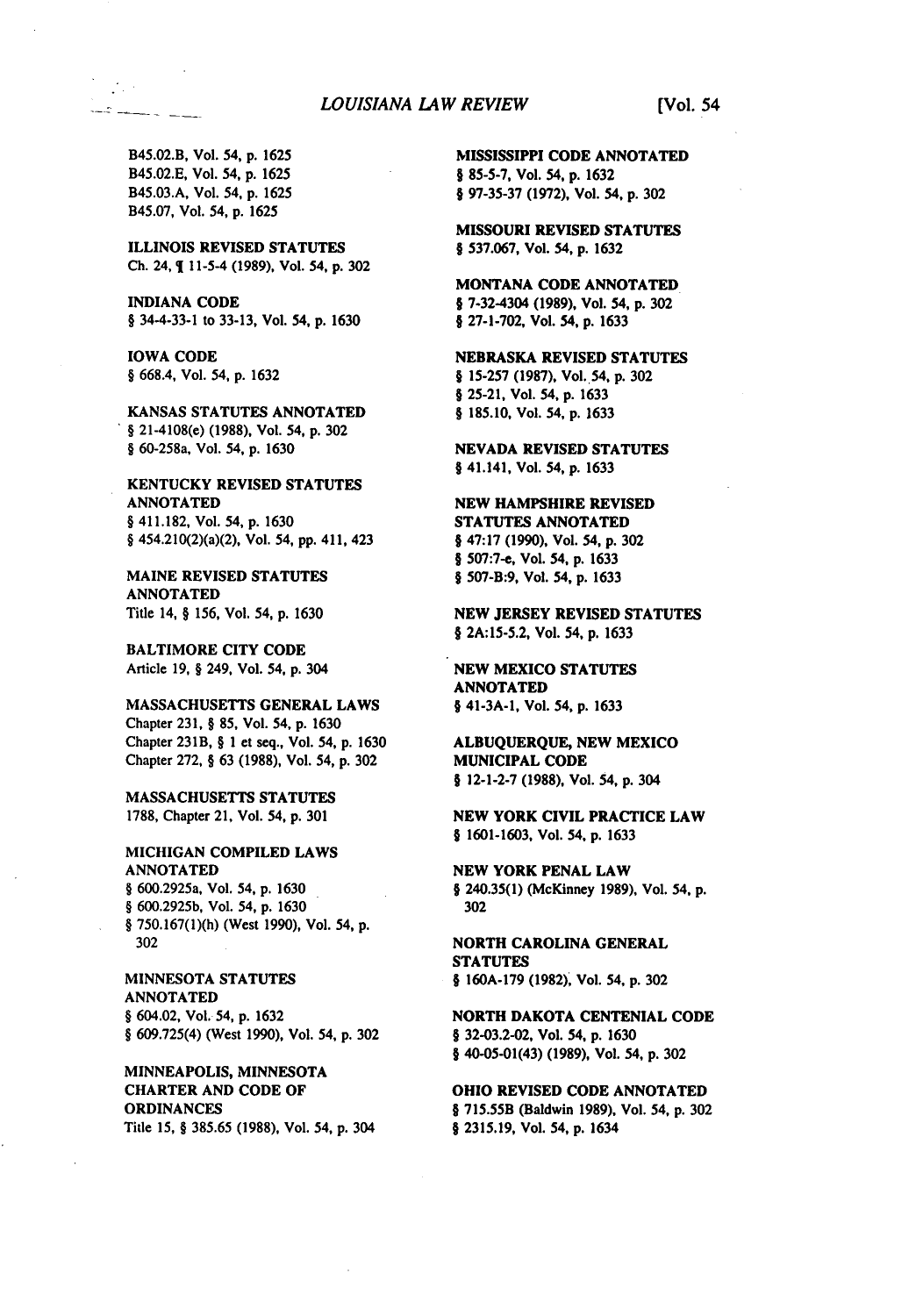B45.02.B, Vol. 54, p. 1625
B45.02.E, Vol. 54, p. 1625
B45.03.A, Vol. 54, p. 1625
B45.07, Vol. 54, p. 1625

ILLINOIS REVISED STATUTES
Ch. 24, ¶ 11-5-4 (1989), Vol. 54, p. 302

INDIANA CODE
§ 34-4-33-1 to 33-13, Vol. 54, p. 1630

IOWA CODE
§ 668.4, Vol. 54, p. 1632

KANSAS STATUTES ANNOTATED
§ 21-4108(e) (1988), Vol. 54, p. 302
§ 60-258a, Vol. 54, p. 1630

KENTUCKY REVISED STATUTES ANNOTATED
§ 411.182, Vol. 54, p. 1630
§ 454.210(2)(a)(2), Vol. 54, pp. 411, 423

MAINE REVISED STATUTES ANNOTATED
Title 14, § 156, Vol. 54, p. 1630

BALTIMORE CITY CODE
Article 19, § 249, Vol. 54, p. 304

MASSACHUSETTS GENERAL LAWS
Chapter 231, § 85, Vol. 54, p. 1630
Chapter 231B, § 1 et seq., Vol. 54, p. 1630
Chapter 272, § 63 (1988), Vol. 54, p. 302

MASSACHUSETTS STATUTES
1788, Chapter 21, Vol. 54, p. 301

MICHIGAN COMPILED LAWS ANNOTATED
§ 600.2925a, Vol. 54, p. 1630
§ 600.2925b, Vol. 54, p. 1630
§ 750.167(1)(h) (West 1990), Vol. 54, p. 302

MINNESOTA STATUTES ANNOTATED
§ 604.02, Vol. 54, p. 1632
§ 609.725(4) (West 1990), Vol. 54, p. 302

MINNEAPOLIS, MINNESOTA CHARTER AND CODE OF ORDINANCES
Title 15, § 385.65 (1988), Vol. 54, p. 304

MISSISSIPPI CODE ANNOTATED
§ 85-5-7, Vol. 54, p. 1632
§ 97-35-37 (1972), Vol. 54, p. 302

MISSOURI REVISED STATUTES
§ 537.067, Vol. 54, p. 1632

MONTANA CODE ANNOTATED
§ 7-32-4304 (1989), Vol. 54, p. 302
§ 27-1-702, Vol. 54, p. 1633

NEBRASKA REVISED STATUTES
§ 15-257 (1987), Vol. 54, p. 302
§ 25-21, Vol. 54, p. 1633
§ 185.10, Vol. 54, p. 1633

NEVADA REVISED STATUTES
§ 41.141, Vol. 54, p. 1633

NEW HAMPSHIRE REVISED STATUTES ANNOTATED
§ 47:17 (1990), Vol. 54, p. 302
§ 507:7-e, Vol. 54, p. 1633
§ 507-B:9, Vol. 54, p. 1633

NEW JERSEY REVISED STATUTES
§ 2A:15-5.2, Vol. 54, p. 1633

NEW MEXICO STATUTES ANNOTATED
§ 41-3A-1, Vol. 54, p. 1633

ALBUQUERQUE, NEW MEXICO MUNICIPAL CODE
§ 12-1-2-7 (1988), Vol. 54, p. 304

NEW YORK CIVIL PRACTICE LAW
§ 1601-1603, Vol. 54, p. 1633

NEW YORK PENAL LAW
§ 240.35(1) (McKinney 1989), Vol. 54, p. 302

NORTH CAROLINA GENERAL STATUTES
§ 160A-179 (1982), Vol. 54, p. 302

NORTH DAKOTA CENTENIAL CODE
§ 32-03.2-02, Vol. 54, p. 1630
§ 40-05-01(43) (1989), Vol. 54, p. 302

OHIO REVISED CODE ANNOTATED
§ 715.55B (Baldwin 1989), Vol. 54, p. 302
§ 2315.19, Vol. 54, p. 1634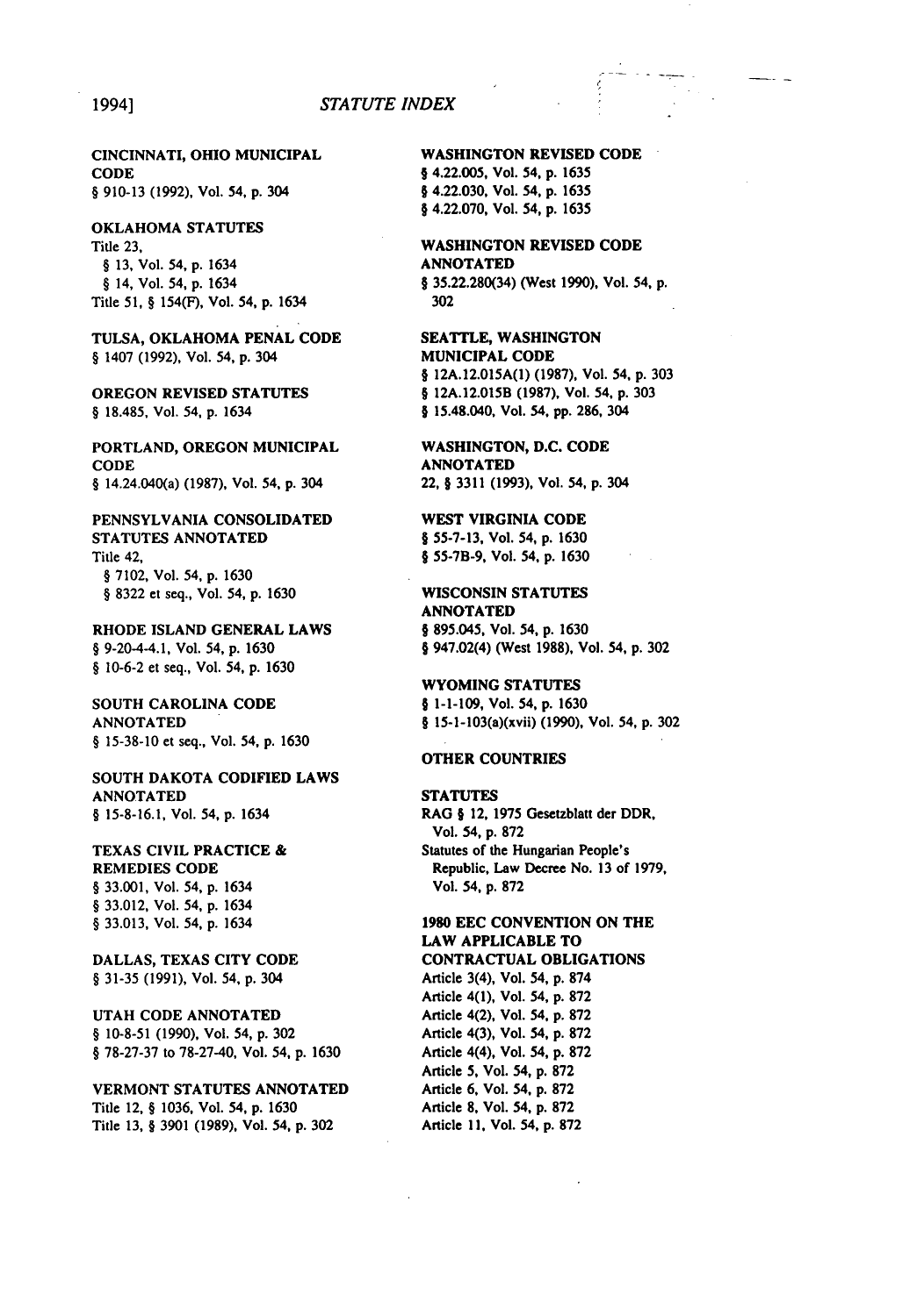CINCINNATI, OHIO MUNICIPAL CODE
§ 910-13 (1992), Vol. 54, p. 304

OKLAHOMA STATUTES
Title 23,
§ 13, Vol. 54, p. 1634
§ 14, Vol. 54, p. 1634
Title 51, § 154(F), Vol. 54, p. 1634

TULSA, OKLAHOMA PENAL CODE
§ 1407 (1992), Vol. 54, p. 304

OREGON REVISED STATUTES
§ 18.485, Vol. 54, p. 1634

PORTLAND, OREGON MUNICIPAL CODE
§ 14.24.040(a) (1987), Vol. 54, p. 304

PENNSYLVANIA CONSOLIDATED STATUTES ANNOTATED
Title 42,
§ 7102, Vol. 54, p. 1630
§ 8322 et seq., Vol. 54, p. 1630

RHODE ISLAND GENERAL LAWS
§ 9-20-4-4.1, Vol. 54, p. 1630
§ 10-6-2 et seq., Vol. 54, p. 1630

SOUTH CAROLINA CODE ANNOTATED
§ 15-38-10 et seq., Vol. 54, p. 1630

SOUTH DAKOTA CODIFIED LAWS ANNOTATED
§ 15-8-16.1, Vol. 54, p. 1634

TEXAS CIVIL PRACTICE & REMEDIES CODE
§ 33.001, Vol. 54, p. 1634
§ 33.012, Vol. 54, p. 1634
§ 33.013, Vol. 54, p. 1634

DALLAS, TEXAS CITY CODE
§ 31-35 (1991), Vol. 54, p. 304

UTAH CODE ANNOTATED
§ 10-8-51 (1990), Vol. 54, p. 302
§ 78-27-37 to 78-27-40, Vol. 54, p. 1630

VERMONT STATUTES ANNOTATED
Title 12, § 1036, Vol. 54, p. 1630
Title 13, § 3901 (1989), Vol. 54, p. 302

WASHINGTON REVISED CODE
§ 4.22.005, Vol. 54, p. 1635
§ 4.22.030, Vol. 54, p. 1635
§ 4.22.070, Vol. 54, p. 1635

WASHINGTON REVISED CODE ANNOTATED
§ 35.22.280(34) (West 1990), Vol. 54, p. 302

SEATTLE, WASHINGTON MUNICIPAL CODE
§ 12A.12.015A(1) (1987), Vol. 54, p. 303
§ 12A.12.015B (1987), Vol. 54, p. 303
§ 15.48.040, Vol. 54, pp. 286, 304

WASHINGTON, D.C. CODE ANNOTATED
22, § 3311 (1993), Vol. 54, p. 304

WEST VIRGINIA CODE
§ 55-7-13, Vol. 54, p. 1630
§ 55-7B-9, Vol. 54, p. 1630

WISCONSIN STATUTES ANNOTATED
§ 895.045, Vol. 54, p. 1630
§ 947.02(4) (West 1988), Vol. 54, p. 302

WYOMING STATUTES
§ 1-1-109, Vol. 54, p. 1630
§ 15-1-103(a)(xvii) (1990), Vol. 54, p. 302

OTHER COUNTRIES

STATUTES
RAG § 12, 1975 Gesetzblatt der DDR, Vol. 54, p. 872
Statutes of the Hungarian People's Republic, Law Decree No. 13 of 1979, Vol. 54, p. 872

1980 EEC CONVENTION ON THE LAW APPLICABLE TO CONTRACTUAL OBLIGATIONS
Article 3(4), Vol. 54, p. 874
Article 4(1), Vol. 54, p. 872
Article 4(2), Vol. 54, p. 872
Article 4(3), Vol. 54, p. 872
Article 4(4), Vol. 54, p. 872
Article 5, Vol. 54, p. 872
Article 6, Vol. 54, p. 872
Article 8, Vol. 54, p. 872
Article 11, Vol. 54, p. 872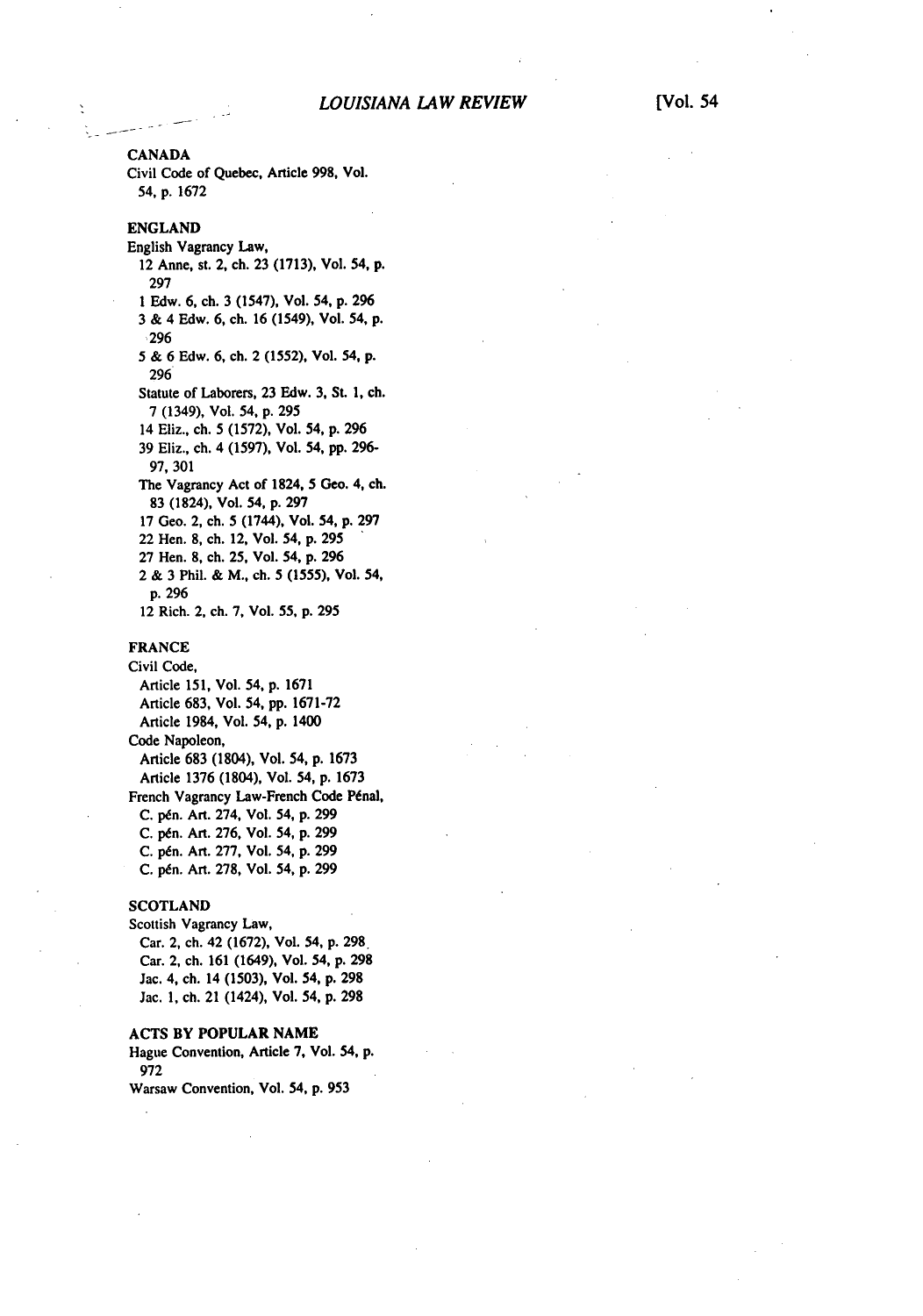**CANADA**

Civil Code of Quebec, Article 998, Vol. 54, p. 1672

**ENGLAND**

English Vagrancy Law,

- 12 Anne, st. 2, ch. 23 (1713), Vol. 54, p. 297
- 1 Edw. 6, ch. 3 (1547), Vol. 54, p. 296
- 3 & 4 Edw. 6, ch. 16 (1549), Vol. 54, p. 296
- 5 & 6 Edw. 6, ch. 2 (1552), Vol. 54, p. 296
- Statute of Laborers, 23 Edw. 3, St. 1, ch. 7 (1349), Vol. 54, p. 295
- 14 Eliz., ch. 5 (1572), Vol. 54, p. 296
- 39 Eliz., ch. 4 (1597), Vol. 54, pp. 296-97, 301
- The Vagrancy Act of 1824, 5 Geo. 4, ch. 83 (1824), Vol. 54, p. 297
- 17 Geo. 2, ch. 5 (1744), Vol. 54, p. 297
- 22 Hen. 8, ch. 12, Vol. 54, p. 295
- 27 Hen. 8, ch. 25, Vol. 54, p. 296
- 2 & 3 Phil. & M., ch. 5 (1555), Vol. 54, p. 296
- 12 Rich. 2, ch. 7, Vol. 55, p. 295

**FRANCE**

Civil Code,

- Article 151, Vol. 54, p. 1671
- Article 683, Vol. 54, pp. 1671-72
- Article 1984, Vol. 54, p. 1400

Code Napoleon,

- Article 683 (1804), Vol. 54, p. 1673
- Article 1376 (1804), Vol. 54, p. 1673

French Vagrancy Law-French Code Pénal,

- C. pén. Art. 274, Vol. 54, p. 299
- C. pén. Art. 276, Vol. 54, p. 299
- C. pén. Art. 277, Vol. 54, p. 299
- C. pén. Art. 278, Vol. 54, p. 299

**SCOTLAND**

Scottish Vagrancy Law,

- Car. 2, ch. 42 (1672), Vol. 54, p. 298
- Car. 2, ch. 161 (1649), Vol. 54, p. 298
- Jac. 4, ch. 14 (1503), Vol. 54, p. 298
- Jac. 1, ch. 21 (1424), Vol. 54, p. 298

**ACTS BY POPULAR NAME**

Hague Convention, Article 7, Vol. 54, p. 972

Warsaw Convention, Vol. 54, p. 953